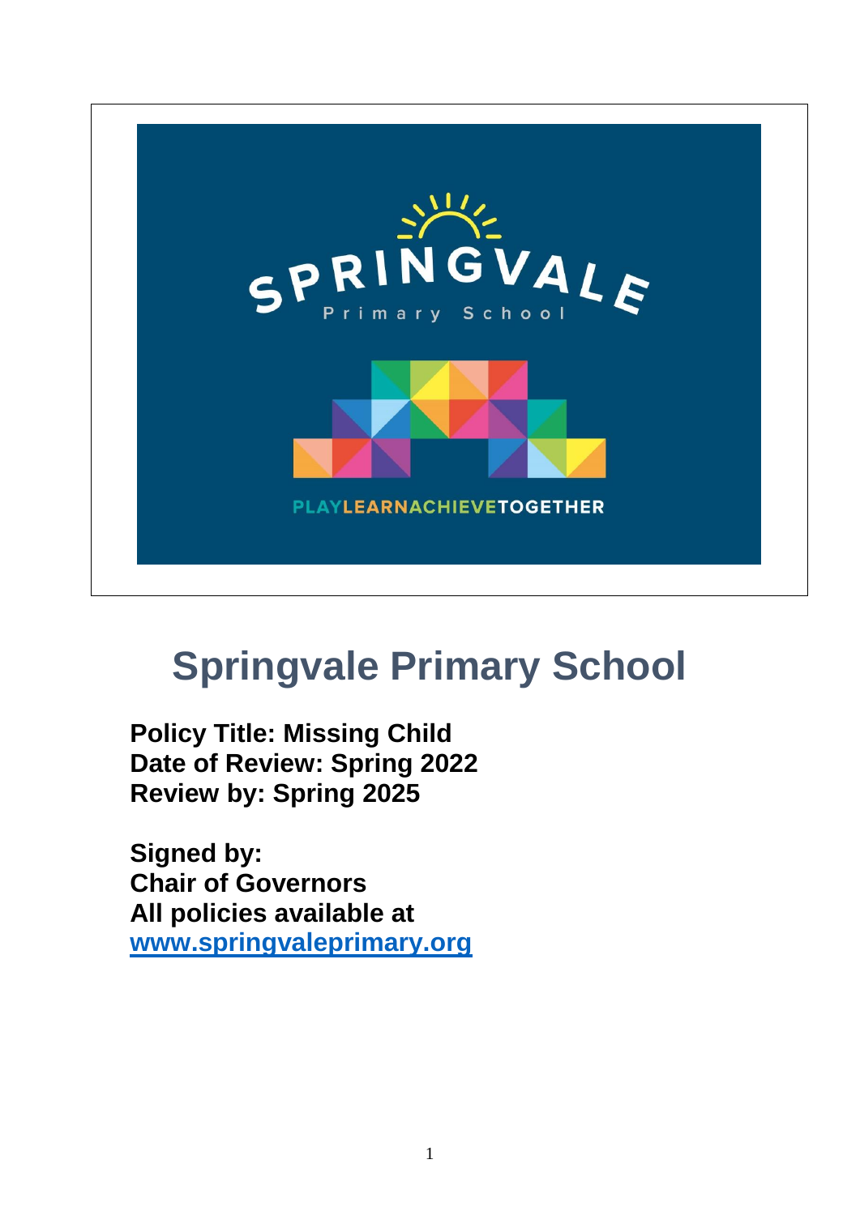# Springvale Primary School

**Policy Title: Missing Child**
**Date of Review: Spring 2022**
**Review by: Spring 2025**

**Signed by:**
**Chair of Governors**
**All policies available at**
**[www.springvaleprimary.org](http://www.springvaleprimary.org)**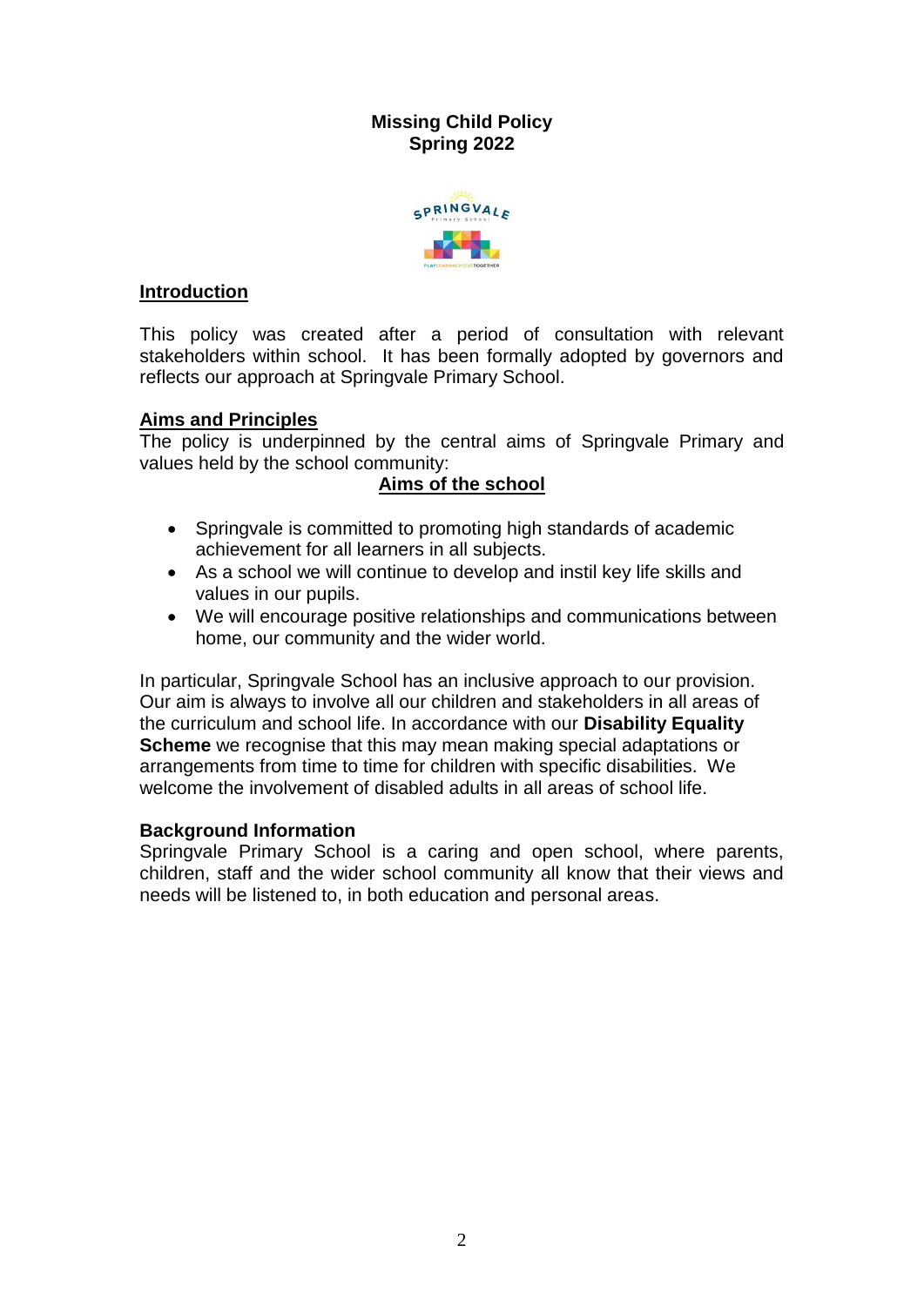# Missing Child Policy
# Spring 2022

## Introduction

This policy was created after a period of consultation with relevant stakeholders within school. It has been formally adopted by governors and reflects our approach at Springvale Primary School.

## Aims and Principles

The policy is underpinned by the central aims of Springvale Primary and values held by the school community:

### Aims of the school

- Springvale is committed to promoting high standards of academic achievement for all learners in all subjects.
- As a school we will continue to develop and instil key life skills and values in our pupils.
- We will encourage positive relationships and communications between home, our community and the wider world.

In particular, Springvale School has an inclusive approach to our provision. Our aim is always to involve all our children and stakeholders in all areas of the curriculum and school life. In accordance with our **Disability Equality Scheme** we recognise that this may mean making special adaptations or arrangements from time to time for children with specific disabilities. We welcome the involvement of disabled adults in all areas of school life.

## Background Information

Springvale Primary School is a caring and open school, where parents, children, staff and the wider school community all know that their views and needs will be listened to, in both education and personal areas.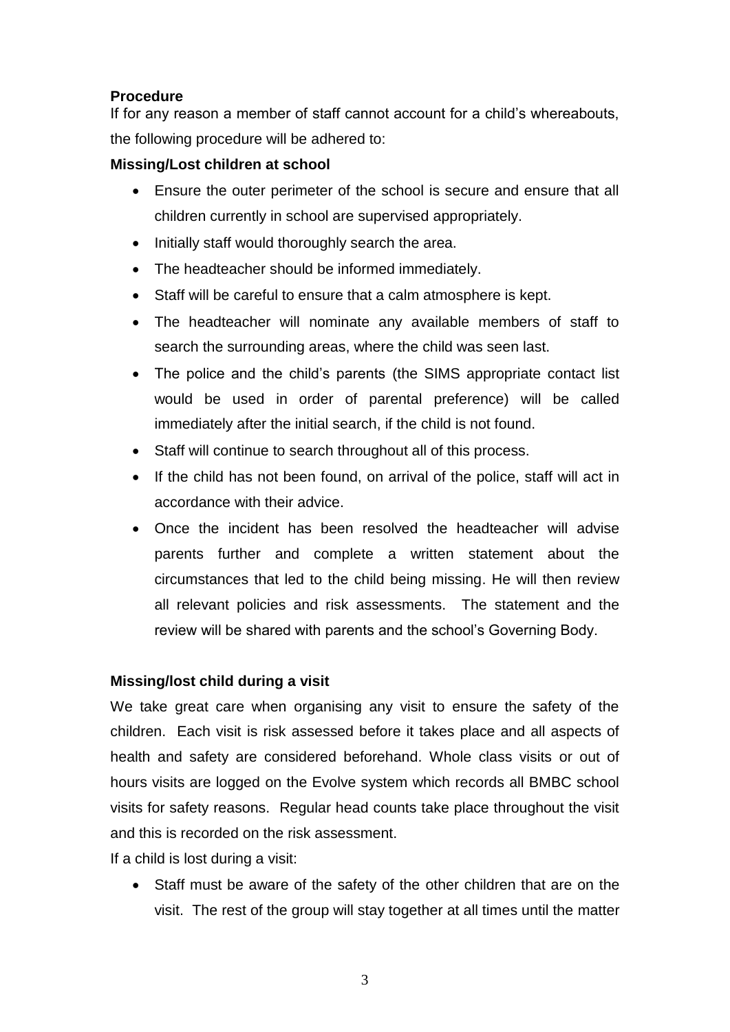**Procedure**

If for any reason a member of staff cannot account for a child's whereabouts, the following procedure will be adhered to:

**Missing/Lost children at school**

- Ensure the outer perimeter of the school is secure and ensure that all children currently in school are supervised appropriately.
- Initially staff would thoroughly search the area.
- The headteacher should be informed immediately.
- Staff will be careful to ensure that a calm atmosphere is kept.
- The headteacher will nominate any available members of staff to search the surrounding areas, where the child was seen last.
- The police and the child's parents (the SIMS appropriate contact list would be used in order of parental preference) will be called immediately after the initial search, if the child is not found.
- Staff will continue to search throughout all of this process.
- If the child has not been found, on arrival of the police, staff will act in accordance with their advice.
- Once the incident has been resolved the headteacher will advise parents further and complete a written statement about the circumstances that led to the child being missing. He will then review all relevant policies and risk assessments. The statement and the review will be shared with parents and the school's Governing Body.

**Missing/lost child during a visit**

We take great care when organising any visit to ensure the safety of the children. Each visit is risk assessed before it takes place and all aspects of health and safety are considered beforehand. Whole class visits or out of hours visits are logged on the Evolve system which records all BMBC school visits for safety reasons. Regular head counts take place throughout the visit and this is recorded on the risk assessment.

If a child is lost during a visit:

- Staff must be aware of the safety of the other children that are on the visit. The rest of the group will stay together at all times until the matter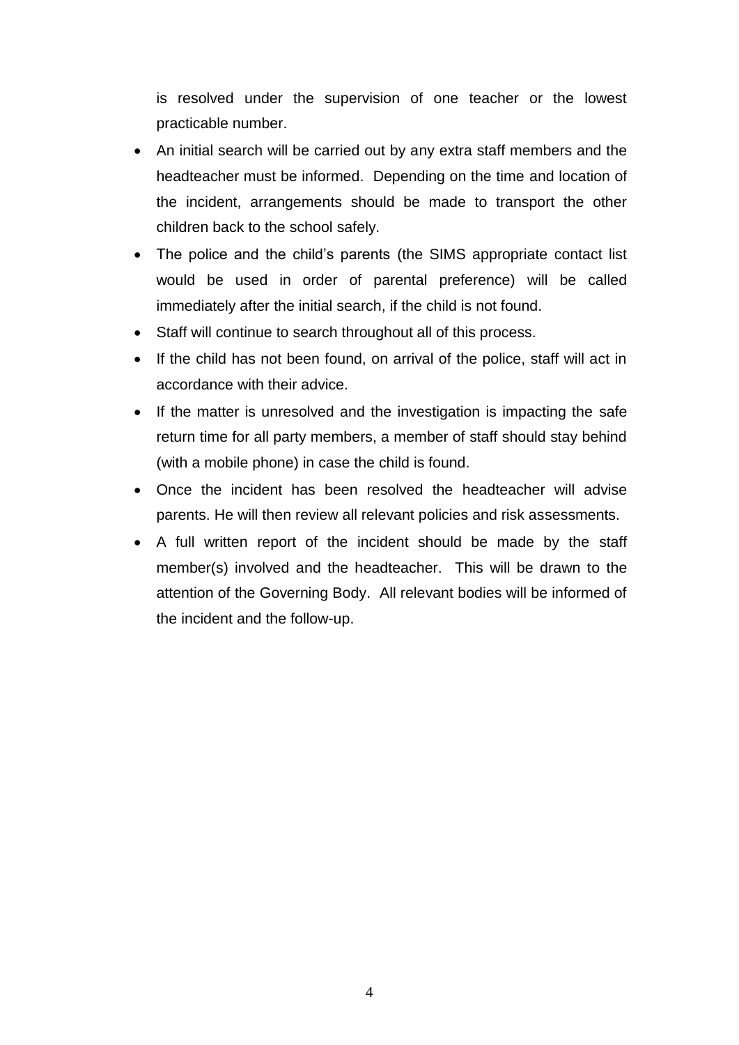is resolved under the supervision of one teacher or the lowest practicable number.

- An initial search will be carried out by any extra staff members and the headteacher must be informed. Depending on the time and location of the incident, arrangements should be made to transport the other children back to the school safely.
- The police and the child's parents (the SIMS appropriate contact list would be used in order of parental preference) will be called immediately after the initial search, if the child is not found.
- Staff will continue to search throughout all of this process.
- If the child has not been found, on arrival of the police, staff will act in accordance with their advice.
- If the matter is unresolved and the investigation is impacting the safe return time for all party members, a member of staff should stay behind (with a mobile phone) in case the child is found.
- Once the incident has been resolved the headteacher will advise parents. He will then review all relevant policies and risk assessments.
- A full written report of the incident should be made by the staff member(s) involved and the headteacher. This will be drawn to the attention of the Governing Body. All relevant bodies will be informed of the incident and the follow-up.